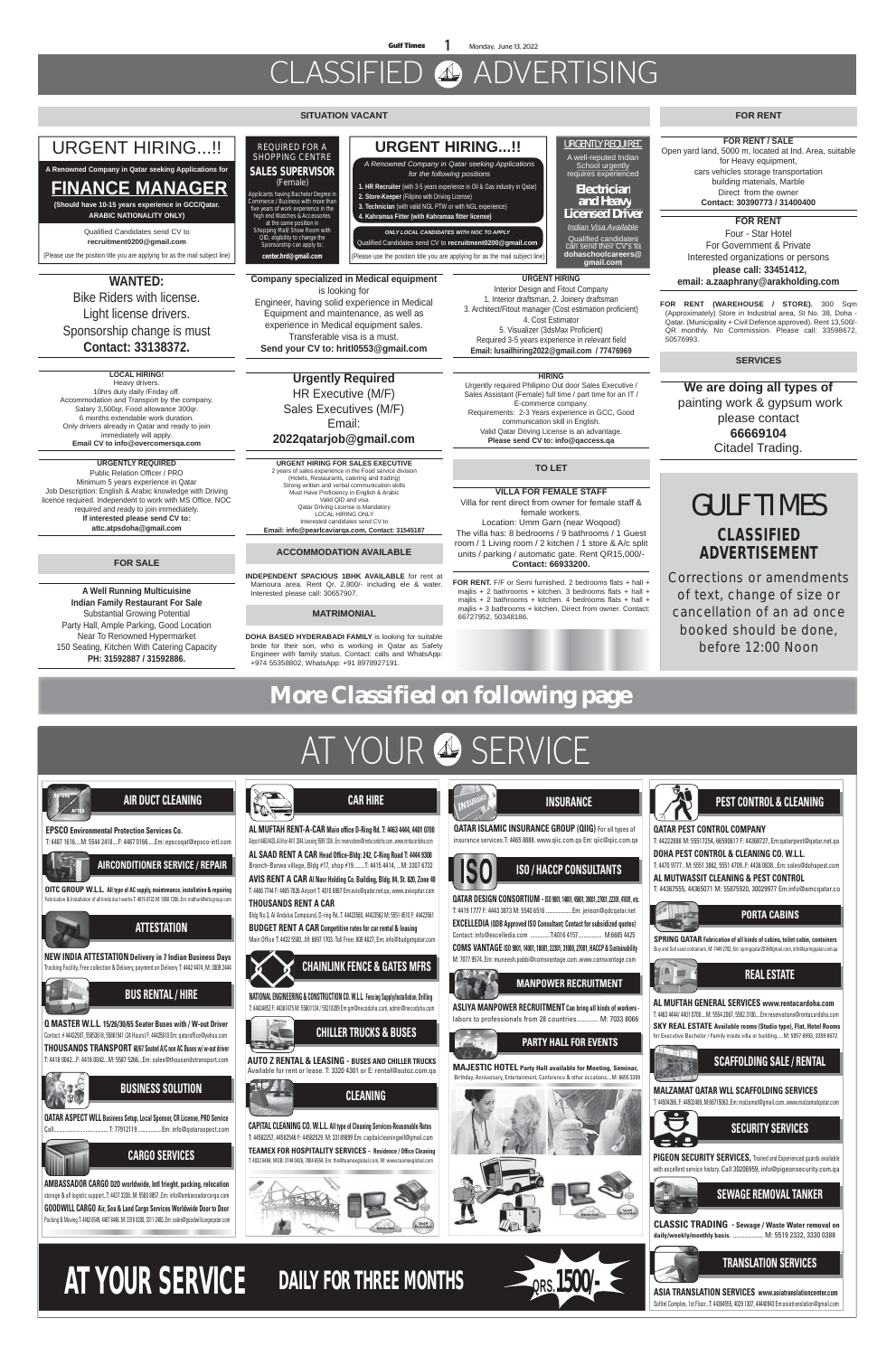# CLASSIFIED ADVERTISING

## SITUATION VACANT

### URGENT HIRING...!!

**A Renowned Company in Qatar seeking Applications for**

**FINANCE MANAGER**

**(Should have 10-15 years experience in GCC/Qatar. ARABIC NATIONALITY ONLY)**

Qualified Candidates send CV to **recruitment0200@gmail.com**

(Please use the position title you are applying for as the mail subject line)

---

REQUIRED FOR A SHOPPING CENTRE

**SALES SUPERVISOR** (Female)

Applicants having Bachelor Degree in Commerce / Business with more than five years of work experience in the high end Watches & Accessories at the same position in Shopping Mall/ Show Room with QID, eligibility to change the Sponsorship can apply to:

**center.hrd@gmail.com**

---

### URGENT HIRING...!!

*A Renowned Company in Qatar seeking Applications for the following positions*

1. **HR Recruiter** (with 3-5 years experience in Oil & Gas industry in Qatar)
2. **Store-Keeper** (Filipino with Driving License)
3. **Technician** (with valid NGL PTW or with NGL experience)
4. **Kahramaa Fitter (with Kahramaa fitter license)**

***ONLY LOCAL CANDIDATES WITH NOC TO APPLY***

Qualified Candidates send CV to **recruitment0200@gmail.com**

(Please use the position title you are applying for as the mail subject line)

---

URGENTLY REQUIRED

A well-reputed Indian School urgently requires experienced

**Electrician and Heavy Licensed Driver**

*Indian Visa Available*

Qualified candidates can send their CV's to **dohaschoolcareers@gmail.com**

---

**WANTED:**

Bike Riders with license.
Light license drivers.
Sponsorship change is must
**Contact: 33138372.**

---

**Company specialized in Medical equipment** is looking for Engineer, having solid experience in Medical Equipment and maintenance, as well as experience in Medical equipment sales. Transferable visa is a must.
**Send your CV to: hritl0553@gmail.com**

---

**URGENT HIRING**

Interior Design and Fitout Company

1. Interior draftsman, 2. Joinery draftsman
3. Architect/Fitout manager (Cost estimation proficient)
4. Cost Estimator
5. Visualizer (3dsMax Proficient)

Required 3-5 years experience in relevant field
**Email: lusailhiring2022@gmail.com / 77476969**

---

**LOCAL HIRING!**

Heavy drivers.
10hrs duty daily /Friday off.
Accommodation and Transport by the company.
Salary 3,500qr, Food allowance 300qr.
6 months extendable work duration.
Only drivers already in Qatar and ready to join immediately will apply.
**Email CV to info@overcomersqa.com**

---

**Urgently Required**

HR Executive (M/F)
Sales Executives (M/F)
Email:
**2022qatarjob@gmail.com**

---

**HIRING**

Urgently required Philipino Out door Sales Executive / Sales Assistant (Female) full time / part time for an IT / E-commerce company.
Requirements: 2-3 Years experience in GCC, Good communication skill in English.
Valid Qatar Driving License is an advantage.
**Please send CV to: info@qaccess.qa**

---

**URGENTLY REQUIRED**

Public Relation Officer / PRO
Minimum 5 years experience in Qatar
Job Description: English & Arabic knowledge with Driving licence required. Independent to work with MS Office. NOC required and ready to join immediately.
**If interested please send CV to: attc.atpsdoha@gmail.com**

---

**URGENT HIRING FOR SALES EXECUTIVE**

2 years of sales experience in the Food service division (Hotels, Restaurants, catering and trading)
Strong written and verbal communication skills
Must Have Proficiency in English & Arabic
Valid QID and visa
Qatar Driving License is Mandatory
LOCAL HIRING ONLY
Interested candidates send CV to
**Email: info@pearlcaviarqa.com, Contact: 31545187**

## ACCOMMODATION AVAILABLE

**INDEPENDENT SPACIOUS 1BHK AVAILABLE** for rent at Mamoura area. Rent Qr. 2,800/- including ele & water. Interested please call: 30657907.

## MATRIMONIAL

**DOHA BASED HYDERABADI FAMILY** is looking for suitable bride for their son, who is working in Qatar as Safety Engineer with family status. Contact: calls and WhatsApp: +974 55358802, WhatsApp: +91 8978927191.

## TO LET

**VILLA FOR FEMALE STAFF**

Villa for rent direct from owner for female staff & female workers.
Location: Umm Garn (near Woqood)
The villa has: 8 bedrooms / 9 bathrooms / 1 Guest room / 1 Living room / 2 kitchen / 1 store & A/c split units / parking / automatic gate. Rent QR15,000/-
**Contact: 66933200.**

**FOR RENT.** F/F or Semi furnished. 2 bedrooms flats + hall + majlis + 2 bathrooms + kitchen. 3 bedrooms flats + hall + majlis + 2 bathrooms + kitchen. 4 bedrooms flats + hall + majlis + 3 bathrooms + kitchen. Direct from owner. Contact: 66727952, 50348186.

## FOR SALE

**A Well Running Multicuisine Indian Family Restaurant For Sale**

Substantial Growing Potential
Party Hall, Ample Parking, Good Location
Near To Renowned Hypermarket
150 Seating, Kitchen With Catering Capacity
**PH: 31592887 / 31592886.**

## FOR RENT

**FOR RENT / SALE**

Open yard land, 5000 m, located at Ind. Area, suitable for Heavy equipment, cars vehicles storage transportation building materials, Marble
Direct from the owner
**Contact: 30390773 / 31400400**

**FOR RENT**

Four - Star Hotel
For Government & Private
Interested organizations or persons
**please call: 33451412,**
**email: a.zaaphrany@arakholding.com**

**FOR RENT (WAREHOUSE / STORE).** 300 Sqm (Approximately) Store in Industrial area, St No. 38, Doha - Qatar. (Municipality + Civil Defence approved). Rent 13,500/- QR monthly. No Commission. Please call: 33598672, 50576993.

## SERVICES

**We are doing all types of** painting work & gypsum work
please contact
**66669104**
Citadel Trading.

---

**GULF TIMES**

**CLASSIFIED ADVERTISEMENT**

Corrections or amendments of text, change of size or cancellation of an ad once booked should be done, before 12:00 Noon

---

**More Classified on following page**

# AT YOUR SERVICE

### AIR DUCT CLEANING

**EPSCO Environmental Protection Services Co.** T: 4487 1616....M: 5544 2418....F: 4487 0166.....Em: epscoqat@epsco-intl.com

### AIRCONDITIONER SERVICE / REPAIR

**OITC GROUP W.L.L. All type of AC supply, maintenance, installation & repairing** Fabrication & Installation of all kinds duct works T: 4015 0722 M: 5558 7286 ,Em: mdhani@oitcgroup.com

### ATTESTATION

**NEW INDIA ATTESTATION Delivery in 7 Indian Business Days** Tracking Facility, Free collection & Delivery, payment on Delivery T: 4442 4474, M: 3809 2444

### BUS RENTAL / HIRE

**Q MASTER W.L.L. 15/26/30/65 Seater Buses with / W-out Driver** Contact # 44412557, 55853618, 55861541 (24 Hours) F: 44425610 Em: qmasterlifice@yahoo.com

**THOUSANDS TRANSPORT 60/67 Seated A/C non AC Buses w/ w-out driver** T: 4418 0042....F: 4418 0042....M: 5587 5266....Em: sales@thousandstransport.com

### BUSINESS SOLUTION

**QATAR ASPECT WLL Business Setup, Local Sponsor, CR License, PRO Service** Call................................. T: 77912119 ................Em: info@qataraspect.com

### CARGO SERVICES

**AMBASSADOR CARGO D2D worldwide, Intl frieght, packing, relocation** storage & all logistic support..T: 4437 3338.. M: 5500 8857 ,Em: info@ambassadorcargo.com

**GOODWILL CARGO Air, Sea & Land Cargo Services Worldwide Door to Door** Packing & Moving T: 4462 6549, 4487 8448, M: 3318 6200, 3311 2400, Em: sales@goodwillcargoqatar.com

### CAR HIRE

**AL MUFTAH RENT-A-CAR Main office D-Ring Rd. T: 4463 4444, 4401 0700** Airport 4463 4433, Al Khor 4411 3344, Leasing 5589 1334, Em: reservations@rentacardoha.com, www.rentacardoha.com

**AL SAAD RENT A CAR Head Office-Bldg: 242, C-Ring Road T: 4444 9300** Branch-Barwa village, Bldg #17, shop #19.......T: 4415 4414, ...M: 3307 6732

**AVIS RENT A CAR Al Nasr Holding Co. Building, Bldg. 84, St. 820, Zone 40** T: 4466 7744 F: 4465 7626 Airport T: 4010 8887 Em:avis@qatar.net.qa, www.avisqatar.com

**THOUSANDS RENT A CAR** Bldg No 3, Al Andalus Compound, D-ring Rd...T: 44423560, 44423562 M: 5551 4510 F: 44423561

**BUDGET RENT A CAR Competitive rates for car rental & leasing** Main Office T: 4432 5500...M: 6697 1703. Toll Free: 800 4627, Em: info@budgetqatar.com

### CHAINLINK FENCE & GATES MFRS

**NATIONAL ENGINEERING & CONSTRUCTION CO. W.L.L. Fencing Supply/Installation, Drilling** T: 44434852 F: 44361475 M: 55801134 / 55218289 Em:gm@necodoha.com, admin@necodoha.com

### CHILLER TRUCKS & BUSES

**AUTO Z RENTAL & LEASING - BUSES AND CHILLER TRUCKS** Available for rent or lease. T: 3320 4301 or E: rental@autoz.com.qa

### CLEANING

**CAPITAL CLEANING CO. W.L.L. All type of Cleaning Services-Reasonable Rates** T: 44582257, 44582546 F: 44582529 M: 33189899 Em: capitalcleaningwll@gmail.com

**TEAMEX FOR HOSPITALITY SERVICES - Residence / Office Cleaning** T: 4022 6404, M/W: 3144 0426, 7004 6594, Em: tfhs@teamexglobal.com, W: www.teamexglobal.com

### INSURANCE

**QATAR ISLAMIC INSURANCE GROUP (QIIG)** For all types of insurance services.T: 4465 8888. www.qic.com.qa Em: qic@qic.com.qa

### ISO / HACCP CONSULTANTS

**QATAR DESIGN CONSORTIUM - ISO 9001, 14001, 45001, 39001, 27001, 22301, 41001, etc.** T: 4419 1777 F: 4443 3873 M: 5540 6516 ..................Em: jenson@qdcqatar.net

**EXCELLEDIA (GDB Approved ISO Consultant; Contact for subsidized quotes)** Contact: info@excelledia.com ...............T:4016 4157................ M:6685 4425

**COMS VANTAGE ISO 9001, 14001, 18001, 22301, 31000, 27001, HACCP & Sustainability** M: 7077 9574, Em: muneesh.pabbi@comsvantage.com, www.comsvantage.com

### MANPOWER RECRUITMENT

**ASLIYA MANPOWER RECRUITMENT Can bring all kinds of workers -** labors to professionals from 28 countries.............. M: 7033 8066

### PARTY HALL FOR EVENTS

**MAJESTIC HOTEL Party Hall available for Meeting, Seminar,** Birthday, Anniversary, Entertainment, Conference & other occasions....M: 6655 3309

### PEST CONTROL & CLEANING

**QATAR PEST CONTROL COMPANY** T: 44222888 M: 55517254, 66590617 F: 44368727, Em:qatarpest@qatar.net.qa

**DOHA PEST CONTROL & CLEANING CO. W.L.L.** T: 4470 9777.. M: 5551 3862, 5551 4709, F: 4436 0838...Em: sales@dohapest.com

**AL MUTWASSIT CLEANING & PEST CONTROL** T: 44367555, 44365071 M: 55875920, 30029977 Em:info@amcqatar.co

### PORTA CABINS

**SPRING QATAR Fabrication of all kinds of cabins, toilet cabin, containers** Buy and Sell used containers. M: 7449 2702, Em: springqatar2016@gmail.com, info@springqatar.com.qa

### REAL ESTATE

**AL MUFTAH GENERAL SERVICES www.rentacardoha.com** T: 4463 4444/ 4401 0700....M: 5554 2067, 5582 3100....Em:reservations@rentacardoha.com

**SKY REAL ESTATE Available rooms (Studio type), Flat, Hotel Rooms** for Executive Bachelor / Family inside villa or building......M: 5057 6993, 3399 9672

### SCAFFOLDING SALE / RENTAL

**MALZAMAT QATAR WLL SCAFFOLDING SERVICES** T: 44504266, F: 44502489, M:66719063, Em: malzamat@gmail.com, www.malzamatqatar.com

### SECURITY SERVICES

**PIGEON SECURITY SERVICES,** Trained and Experienced guards available with excellent service history. Call 30206959, info@pigeonsecurity.com.qa

### SEWAGE REMOVAL TANKER

**CLASSIC TRADING - Sewage / Waste Water removal on daily/weekly/monthly basis.** ................... M: 5519 2332, 3330 0388

### TRANSLATION SERVICES

**ASIA TRANSLATION SERVICES www.asiatranslationcenter.com** Sofitel Complex, 1st Floor...T: 44384555, 4029 1307, 44440943 Em:asiatranslation@gmail.com

---

**AT YOUR SERVICE DAILY FOR THREE MONTHS QRS.1500/-**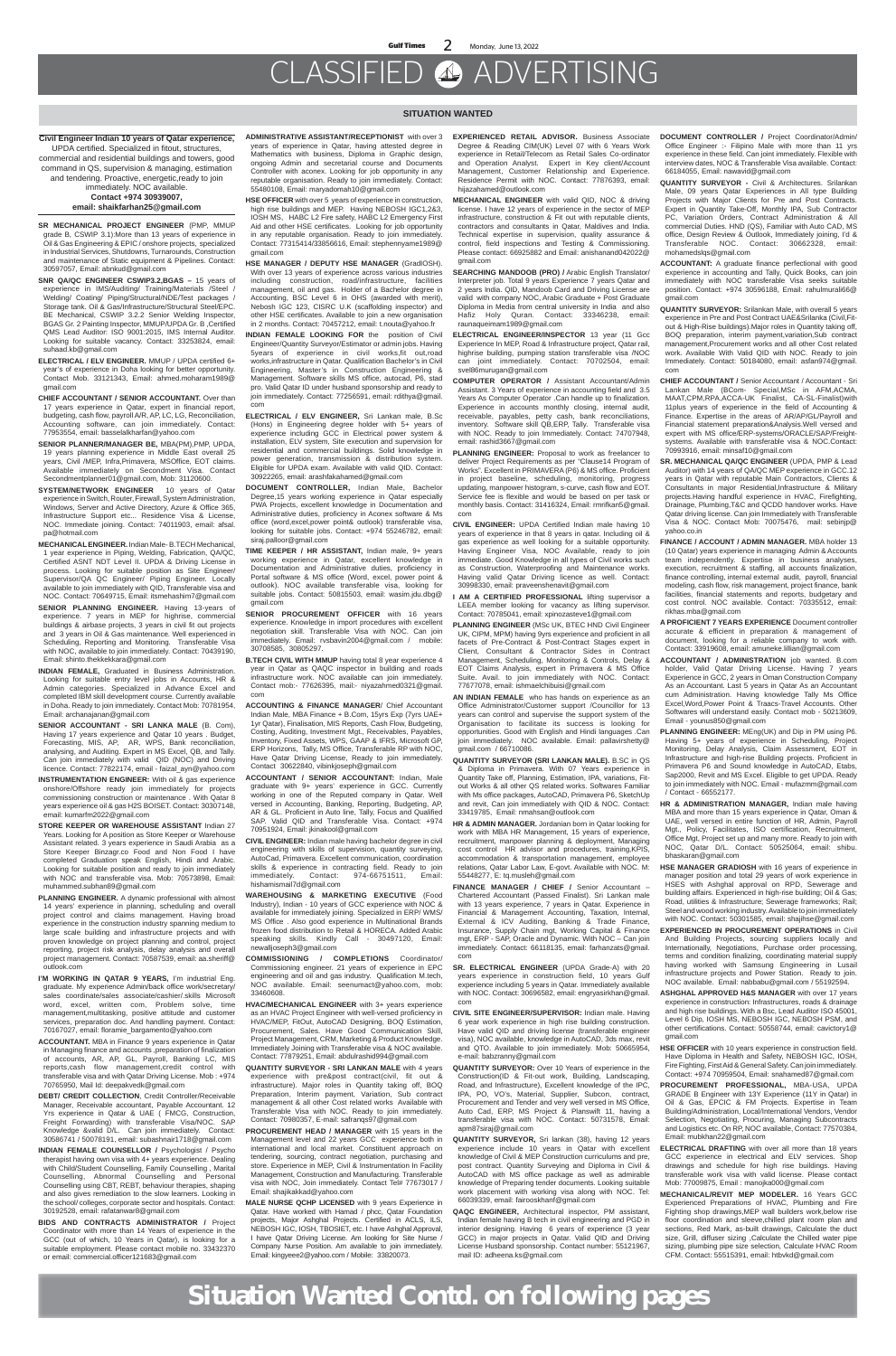# CLASSIFIED ADVERTISING

## SITUATION WANTED

**Civil Engineer Indian 10 years of Qatar experience,** UPDA certified. Specialized in fitout, structures, commercial and residential buildings and towers, good command in QS, supervision & managing, estimation and tendering. Proactive, energetic,ready to join immediately. NOC available.
**Contact +974 39939007,**
**email: shaikfarhan25@gmail.com**

**SR MECHANICAL PROJECT ENGINEER** (PMP, MMUP grade B, CSWIP 3.1):More than 13 years of experience in Oil & Gas Engineering & EPIC / onshore projects, specialized in Industrial Services, Shutdowns, Turnarounds, Construction and maintenance of Static equipment & Pipelines. Contact: 30597057, Email: abnkud@gmail.com

**SNR QA/QC ENGINEER CSWIP3.2,BGAS –** 15 years of experience in IMS/Auditing/ Training/Materials /Steel / Welding/ Coating/ Piping/Structural/NDE/Test packages / Storage tank. Oil & Gas/Infrastructure/Structural Steel/EPC. BE Mechanical, CSWIP 3.2.2 Senior Welding Inspector, BGAS Gr. 2 Painting Inspector, MMUP/UPDA Gr. B ,Certified QMS Lead Auditor: ISO 9001:2015, IMS Internal Auditor. Looking for suitable vacancy. Contact: 33253824, email: suhaad.kb@gmail.com

**ELECTRICAL / ELV ENGINEER.** MMUP / UPDA certified 6+ year's of experience in Doha looking for better opportunity. Contact Mob. 33121343, Email: ahmed.moharam1989@gmail.com

**CHIEF ACCOUNTANT / SENIOR ACCOUNTANT.** Over than 17 years experience in Qatar, expert in financial report, budgeting, cash flow, payroll A/R, AP, LC, LG, Reconciliation, Accounting software, can join immediately. Contact: 77953554, email: basselalkharfan@yahoo.com

**SENIOR PLANNER/MANAGER BE,** MBA(PM),PMP, UPDA, 19 years planning experience in Middle East overall 25 years, Civil /MEP, Infra,Primavera, MSOffice, EOT claims. Available immediately on Secondment Visa. Contact Secondmentplanner01@gmail.com, Mob: 31120600.

**SYSTEM/NETWORK ENGINEER** 10 years of Qatar experience in Switch, Router, Firewall, System Administration, Windows, Server and Active Directory, Azure & Office 365, Infrastructure Support etc... Residence Visa & License, NOC. Immediate joining. Contact: 74011903, email: afsal.pa@hotmail.com

**MECHANICAL ENGINEER.** Indian Male- B.TECH Mechanical, 1 year experience in Piping, Welding, Fabrication, QA/QC, Certified ASNT NDT Level II. UPDA & Driving License in process. Looking for suitable position as Site Engineer/ Supervisor/QA QC Engineer/ Piping Engineer. Locally available to join immediately with QID, Transferable visa and NOC. Contact: 70649715, Email: itsmehashim7@gmail.com

**SENIOR PLANNING ENGINEER.** Having 13-years of experience. 7 years in MEP for highrise, commercial buildings & airbase projects, 3 years in civil fit out projects and 3 years in Oil & Gas maintenance. Well experienced in Scheduling, Reporting and Monitoring. Transferable Visa with NOC, available to join immediately. Contact: 70439190, Email: shinto.thekkekkara@gmail.com

**INDIAN FEMALE,** Graduated in Business Administration. Looking for suitable entry level jobs in Accounts, HR & Admin categories. Specialized in Advance Excel and completed IBM skill development course. Currently available in Doha. Ready to join immediately. Contact Mob: 70781954, Email: archanajanan@gmail.com

**SENIOR ACCOUNTANT - SRI LANKA MALE** (B. Com), Having 17 years experience and Qatar 10 years . Budget, Forecasting, MIS, AP, AR, WPS, Bank reconciliation, analysing, and Auditing. Expert in MS Excel, QB, and Tally. Can join immediately with valid QID (NOC) and Driving licence. Contact: 77822174, email - faizal_ayn@yahoo.com

**INSTRUMENTATION ENGINEER:** With oil & gas experience onshore/Offshore ready join immediately for projects commissioning construction or maintenance . With Qatar 8 years experience oil & gas H2S BOiSET. Contact: 30307148, email: kumarfm2022@gmail.com

**STORE KEEPER OR WAREHOUSE ASSISTANT** Indian 27 Years. Looking for A position as Store Keeper or Warehouse Assistant related. 3 years experience in Saudi Arabia as a Store Keeper Binzagr.co Food and Non Food I have completed Graduation speak English, Hindi and Arabic. Looking for suitable position and ready to join immediately with NOC and transferable visa. Mob: 70573898, Email: muhammed.subhan89@gmail.com

**PLANNING ENGINEER.** A dynamic professional with almost 14 years' experience in planning, scheduling and overall project control and claims management. Having broad experience in the construction industry spanning medium to large scale building and infrastructure projects and with proven knowledge on project planning and control, project reporting, project risk analysis, delay analysis and overall project management. Contact: 70587539, email: as.sheriff@outlook.com

**I'M WORKING IN QATAR 9 YEARS,** I'm industrial Eng. graduate. My experience Admin/back office work/secretary/ sales coordinate/sales associate/cashier/.skills Microsoft word, excel, written com, Problem solve, time management,multitasking, positive attitude and customer services, preparation doc. And handling payment. Contact: 70167027, email: floramie_bargamento@yahoo.com

**ACCOUNTANT.** MBA in Finance 9 years experience in Qatar in Managing finance and accounts ,preparation of finalization of accounts, AR, AP, GL, Payroll, Banking LC, MIS reports,cash flow management,credit control with transferable visa and with Qatar Driving License. Mob : +974 70765950, Mail Id: deepakvede@gmail.com

**DEBT/ CREDIT COLLECTION,** Credit Controller/Receivable Manager, Receivable accountant, Payable Accountant. 12 Yrs experience in Qatar & UAE ( FMCG, Construction, Freight Forwarding) with transferable Visa/NOC. SAP Knowledge &valid D/L. Can join immediately. Contact: 30586741 / 50078191, email: subashnair1718@gmail.com

**INDIAN FEMALE COUNSELLOR /** Psychologist / Psycho therapist having own visa with 4+ years experience. Dealing with Child/Student Counselling, Family Counselling , Marital Counselling, Abnormal Counselling and Personal Counselling using CBT, REBT, behaviour therapies, shaping and also gives remediation to the slow learners. Looking in the school/ colleges, corporate sector and hospitals. Contact: 30192528, email: rafatanwar8@gmail.com

**BIDS AND CONTRACTS ADMINISTRATOR /** Project Coordinator with more than 14 Years of experience in the GCC (out of which, 10 Years in Qatar), is looking for a suitable employment. Please contact mobile no. 33432370 or email: commercial.officer121683@gmail.com

**ADMINISTRATIVE ASSISTANT/RECEPTIONIST** with over 3 years of experience in Qatar, having attested degree in Mathematics with business, Diploma in Graphic design, ongoing Admin and secretarial course and Documents Controller with aconex. Looking for job opportunity in any reputable organisation. Ready to join immediately. Contact: 55480108, Email: maryadomah10@gmail.com

**HSE OFFICER** with over 5 years of experience in construction, high rise buildings and MEP. Having NEBOSH IGC1,2&3, IOSH MS, HABC L2 Fire safety, HABC L2 Emergency First Aid and other HSE certificates.. Looking for job opportunity in any reputable organisation. Ready to join immediately. Contact: 77315414/33856616, Email: stephennyame1989@gmail.com

**HSE MANAGER / DEPUTY HSE MANAGER** (GradIOSH). With over 13 years of experience across various industries including construction, road/infrastructure, facilities management, oil and gas. Holder of a Bachelor degree in Accounting, BSC Level 6 in OHS (awarded with merit), Nebosh IGC 123, CISRC U.K (scaffolding inspector) and other HSE certificates. Available to join a new organisation in 2 months. Contact: 70457212, email: t.nouta@yahoo.fr

**INDIAN FEMALE LOOKING FOR** the position of Civil Engineer/Quantity Surveyor/Estimator or admin jobs. Having 5years of experience in civil works,fit out,road works,infrastructure in Qatar. Qualification Bachelor's in Civil Engineering, Master's in Construction Engineering & Management. Software skills MS office, autocad, P6, stad pro. Valid Qatar ID under husband sponsorship and ready to join immediately. Contact: 77256591, email: rdithya@gmail.com

**ELECTRICAL / ELV ENGINEER,** Sri Lankan male, B.Sc (Hons) in Engineering degree holder with 5+ years of experience including GCC in Electrical power system & installation, ELV system, Site execution and supervision for residential and commercial buildings. Solid knowledge in power generation, transmission & distribution system. Eligible for UPDA exam. Available with valid QID. Contact: 30922265, email: arashfakahamed@gmail.com

**DOCUMENT CONTROLLER,** Indian Male, Bachelor Degree,15 years working experience in Qatar especially PWA Projects, excellent knowledge in Documentation and Administrative duties, proficiency in Aconex software & Ms office (word,excel,power point& outlook) transferable visa, looking for suitable jobs. Contact: +974 55246782, email: siraj.pallori@gmail.com

**TIME KEEPER / HR ASSISTANT,** Indian male, 9+ years working experience in Qatar, excellent knowledge in Documentation and Administrative duties, proficiency in Portal software & MS office (Word, excel, power point & outlook). NOC available transferable visa, looking for suitable jobs. Contact: 50815503, email: wasim.jdu.dbg@gmail.com

**SENIOR PROCUREMENT OFFICER** with 16 years experience. Knowledge in import procedures with excellent negotiation skill. Transferable Visa with NOC. Can join immediately. Email: rvsbavin2004@gmail.com / mobile: 30708585, 30805297.

**B.TECH CIVIL WITH MMUP** having total 8 year experience 4 year in Qatar as QA/QC inspector in building and roads infrastructure work. NOC available can join immediately. Contact mob:- 77626395, mail:- niyazahmed0321@gmail.com

**ACCOUNTING & FINANCE MANAGER**/ Chief Accountant Indian Male, MBA Finance + B.Com, 15yrs Exp (7yrs UAE+ 1yr Qatar), Finalisation, MIS Reports, Cash Flow, Budgeting, Costing, Auditing, Investment Mgt., Receivables, Payables, Inventory, Fixed Assets, WPS, GAAP & IFRS, Microsoft GP, ERP Horizons, Tally, MS Office, Transferable RP with NOC, Have Qatar Driving License, Ready to join immediately. Contact 30622840, vibinkjoseph@gmail.com

**ACCOUNTANT / SENIOR ACCOUNTANT:** Indian, Male graduate with 9+ years' experience in GCC. Currently working in one of the Reputed company in Qatar. Well versed in Accounting, Banking, Reporting, Budgeting, AP, AR & GL. Proficient in Auto line, Tally, Focus and Qualified SAP. Valid QID and Transferable Visa. Contact: +974 70951924, Email: jkinakool@gmail.com

**CIVIL ENGINEER:** Indian male having bachelor degree in civil engineering with skills of supervision, quantity surveying, AutoCad, Primavera. Excellent communication, coordination skills & experience in contracting field. Ready to join immediately. Contact: 974-66751511, Email: hishamismail7d@gmail.com

**WAREHOUSING & MARKETING EXECUTIVE** (Food Industry), Indian - 10 years of GCC experience with NOC & available for immediately joining. Specialized in ERP/ WMS/ MS Office . Also good experience in Multinational Brands frozen food distribution to Retail & HORECA. Added Arabic speaking skills. Kindly Call - 30497120, Email: newalljoseph3@gmail.com

**COMMISSIONING / COMPLETIONS** Coordinator/ Commissioning engineer. 21 years of experience in EPC engineering and oil and gas industry. Qualification M.tech, NOC available. Email: seenumact@yahoo.com, mob: 33460608.

**HVAC/MECHANICAL ENGINEER** with 3+ years experience as an HVAC Project Engineer with well-versed proficiency in HVAC/MEP, FitOut, AutoCAD Designing, BOQ Estimation, Procurement, Sales. Have Good Communication Skill, Project Management, CRM, Marketing & Product Knowledge. Immediately Joining with Transferable visa & NOC available. Contact: 77879251, Email: abdulrashid994@gmail.com

**QUANTITY SURVEYOR - SRI LANKAN MALE** with 4 years experience with pre&post contract(civil, fit out & infrastructure). Major roles in Quantity taking off, BOQ Preparation, Interim payment, Variation, Sub contract management & all other Cost related works Available with Transferable Visa with NOC. Ready to join immediately. Contact: 70980357, E-mail: safranqs97@gmail.com

**PROCUREMENT HEAD / MANAGER** with 15 years in the Management level and 22 years GCC experience both in international and local market. Constituent approach on tendering, sourcing, contract negotiation, purchasing and store. Experience in MEP, Civil & Instrumentation In Facility Management, Construction and Manufacturing. Transferable visa with NOC, Join immediately. Contact Tel# 77673017 / Email: shajikakkad@yahoo.com

**MALE NURSE QCHP LICENSED** with 9 years Experience in Qatar. Have worked with Hamad / phcc, Qatar Foundation projects, Major Ashghal Projects. Certified in ACLS, ILS, NEBOSH IGC, IOSH, TBOSIET, etc. I have Ashghal Approval, I have Qatar Driving License. Am looking for Site Nurse / Company Nurse Position. Am available to join immediately. Email: kingyeee2@yahoo.com / Mobile: 33820073.

**EXPERIENCED RETAIL ADVISOR.** Business Associate Degree & Reading CIM(UK) Level 07 with 6 Years Work experience in Retail/Telecom as Retail Sales Co-ordinator and Operation Analyst. Expert in Key client/Account Management, Customer Relationship and Experience. Residence Permit with NOC. Contact: 77876393, email: hijazahamed@outlook.com

**MECHANICAL ENGINEER** with valid QID, NOC & driving license. I have 12 years of experience in the sector of MEP infrastructure, construction & Fit out with reputable clients, contractors and consultants in Qatar, Maldives and India. Technical expertise in supervision, quality assurance & control, field inspections and Testing & Commissioning. Please contact: 66925882 and Email: anishanand042022@gmail.com

**SEARCHING MANDOOB (PRO) /** Arabic English Translator/ Interpreter job. Total 9 years Experience 7 years Qatar and 2 years India. QID, Mandoob Card and Driving License are valid with company NOC, Arabic Graduate + Post Graduate Diploma in Media from central university in India and also Hafiz Holy Quran. Contact: 33346238, email: raunaqueimam1989@gmail.com

**ELECTRICAL ENGINEER/INSPECTOR** 13 year (11 Gcc Experience In MEP, Road & Infrastructure project, Qatar rail, highrise building, pumping station transferable visa /NOC can joint immediately. Contact: 70702504, email: svel86murugan@gmail.com

**COMPUTER OPERATOR /** Assistant Accountant/Admin Assistant. 3 Years of experience in accounting field and 3.5 Years As Computer Operator .Can handle up to finalization. Experience in accounts monthly closing, internal audit, receivable, payables, petty cash, bank reconciliations, inventory. Software skill QB,ERP, Tally. Transferable visa with NOC. Ready to join Immediately. Contact: 74707948, email: rashid3667@gmail.com

**PLANNING ENGINEER:** Proposal to work as freelancer to deliver Project Requirements as per "Clause14 Program of Works". Excellent in PRIMAVERA (P6) & MS office. Proficient in project baseline, scheduling, monitoring, progress updating, manpower histogram, s-curve, cash flow and EOT. Service fee is flexible and would be based on per task or monthly basis. Contact: 31416324, Email: rmrifkan5@gmail.com

**CIVIL ENGINEER:** UPDA Certified Indian male having 10 years of experience in that 8 years in qatar. Including oil & gas experience as well looking for a suitable opportunity. Having Engineer Visa, NOC Available, ready to join immediate. Good Knowledge in all types of Civil works such as Construction, Waterproofing and Maintenance works. Having valid Qatar Driving licence as well. Contact: 30998330, email: praveenshenavit@gmail.com

**I AM A CERTIFIED PROFESSIONAL** lifting supervisor a LEEA member looking for vacancy as lifting supervisor. Contact: 70785041, email: xpinozasteve1@gmail.com

**PLANNING ENGINEER** (MSc UK, BTEC HND Civil Engineer UK, CIPM, MPM) having 9yrs experience and proficient in all facets of Pre-Contract & Post-Contract Stages expert in Client, Consultant & Contractor Sides in Contract Management, Scheduling, Monitoring & Controls, Delay & EOT Claims Analysis, expert in Primavera & MS Office Suite. Avail. to join immediately with NOC. Contact: 77677078, email: ishmaelchibuisi@gmail.com

**AN INDIAN FEMALE** who has hands on experience as an Office Administrator/Customer support /Councillor for 13 years can control and supervise the support system of the Organisation to facilitate its success is looking for opportunities. Good with English and Hindi languages .Can join immediately. NOC available. Email: pallavirshetty@gmail.com / 66710086.

**QUANTITY SURVEYOR (SRI LANKAN MALE).** B.SC in QS & Diploma in Primavera. With 07 Years experience in Quantity Take off, Planning, Estimation, IPA, variations, Fit-out Works & all other QS related works. Softwares Familiar with Ms office packages, AutoCAD, Primavera P6, SketchUp and revit, Can join immediately with QID & NOC. Contact: 33419785, Email: nmahsan@outlook.com

**HR & ADMIN MANAGER.** Jordanian born in Qatar looking for work with MBA HR Management, 15 years of experience, recruitment, manpower planning & deployment, Managing cost control HR advisor and procedures, training,KPIS, accommodation & transportation management, employee relations, Qatar Labor Law, E-govt. Available with NOC. M: 55448277, E: tq.musleh@gmail.com

**FINANCE MANAGER / CHIEF /** Senior Accountant – Chartered Accountant (Passed Finalist). Sri Lankan male with 13 years experience, 7 years in Qatar. Experience in Financial & Management Accounting, Taxation, Internal, External & ICV Auditing, Banking & Trade Finance, Insurance, Supply Chain mgt, Working Capital & Finance mgt, ERP - SAP, Oracle and Dynamic. With NOC – Can join immediately. Contact: 66118135, email: farhanzats@gmail.com

**SR. ELECTRICAL ENGINEER** (UPDA Grade-A) with 20 years experience in construction field, 10 years Gulf experience including 5 years in Qatar. Immediately available with NOC. Contact: 30696582, email: eegryasirkhan@gmail.com

**CIVIL SITE ENGINEER/SUPERVISOR:** Indian male. Having 6 year work experience in high rise building construction. Have valid QID and driving license (transferable engineer visa), NOC available, knowledge in AutoCAD, 3ds max, revit and QTO. Available to join immediately. Mob: 50665954, e-mail: babzranny@gmail.com

**QUANTITY SURVEYOR:** Over 10 Years of experience in the Construction(ID & Fit-out work, Building, Landscaping, Road, and Infrastructure), Excellent knowledge of the IPC, IPA, PO, VO's, Material, Supplier, Subcon, contract, Procurement and Tender and very well versed in MS Office, Auto Cad, ERP, MS Project & Planswift 11, having a transferable visa with NOC. Contact: 50731578, Email: apm87siraj@gmail.com

**QUANTITY SURVEYOR,** Sri lankan (38), having 12 years experience include 10 years in Qatar with excellent knowledge of Civil & MEP Construction curriculums and pre, post contract. Quantity Surveying and Diploma in Civil & AutoCAD with MS office package as well as admirable knowledge of Preparing tender documents. Looking suitable work placement with working visa along with NOC. Tel: 66039339, email: fairooskhanf@gmail.com

**QAQC ENGINEER,** Architectural inspector, PM assistant, Indian female having B.tech in civil engineering and PGD in interior designing. Having 6 years of experience (3 year GCC) in major projects in Qatar. Valid QID and Driving License Husband sponsorship. Contact number: 55121967, mail ID: adheena.ks@gmail.com

**DOCUMENT CONTROLLER /** Project Coordinator/Admin/ Office Engineer :- Filipino Male with more than 11 yrs experience in these field. Can joint immediately. Flexible with interview dates, NOC & Transferable Visa available. Contact: 66184055, Email: nawavid@gmail.com

**QUANTITY SURVEYOR -** Civil & Architectures. Srilankan Male, 09 years Qatar Experiences in All type Building Projects with Major Clients for Pre and Post Contracts. Expert in Quantity Take-Off, Monthly IPA, Sub Contractor PC, Variation Orders, Contract Administration & All commercial Duties. HND (QS), Familiar with Auto CAD, MS office, Design Review & Outlook, Immediately joining, I'd & Transferable NOC. Contact: 30662328, email: mohamedslqs@gmail.com

**ACCOUNTANT:** A graduate finance perfectional with good experience in accounting and Tally, Quick Books, can join immediately with NOC transferable Visa seeks suitable position. Contact: +974 30596188, Email: rahulmurali66@gmail.com

**QUANTITY SURVEYOR:** Srilankan Male, with overall 5 years experience in Pre and Post Contract UAE&Srilanka (Civil,Fit-out & High-Rise buildings).Major roles in Quantity taking off, BOQ preparation, interim payment,variation,Sub contract management,Procurement works and all other Cost related work. Available With Valid QID with NOC. Ready to join Immediately. Contact: 50184080, email: asfan974@gmail.com

**CHIEF ACCOUNTANT /** Senior Accountant / Accountant - Sri Lankan Male (BCom- Special,MSc in AFM,ACMA, MAAT,CPM,RPA,ACCA-UK Finalist, CA-SL-Finalist)with 11plus years of experience in the field of Accounting & Finance. Expertise in the areas of AR/AP/GL/Payroll and Financial statement preparation&Analysis.Well versed and expert with MS office/ERP-systems/ORACLE/SAP/Freight-systems. Available with transferable visa & NOC.Contact: 70993916, email: minsaf10@gmail.com

**SR. MECHANICAL QA/QC ENGINEER** (UPDA, PMP & Lead Auditor) with 14 years of QA/QC MEP experience in GCC.12 years in Qatar with reputable Main Contractors, Clients & Consultants in major Residential,Infrastructure & Military projects.Having handful experience in HVAC, Firefighting, Drainage, Plumbing,T&C and QCDD handover works. Have Qatar driving license. Can join Immediately with Transferable Visa & NOC. Contact No: 70075476, mail: sebinjp@yahoo.co.in

**FINANCE / ACCOUNT / ADMIN MANAGER.** MBA holder 13 (10 Qatar) years experience in managing Admin & Accounts team independently. Expertise in business analyses, execution, recruitment & staffing, all accounts finalization, finance controlling, internal external audit, payroll, financial modeling, cash flow, risk management, project finance, bank facilities, financial statements and reports, budgetary and cost control. NOC available. Contact: 70335512, email: rikhas.mba@gmail.com

**A PROFICIENT 7 YEARS EXPERIENCE** Document controller accurate & efficient in preparation & management of document, looking for a reliable company to work with. Contact: 33919608, email: amuneke.lillian@gmail.com

**ACCOUNTANT / ADMINISTRATION** job wanted. B.com holder, Valid Qatar Driving License. Having 7 years Experience in GCC, 2 years in Oman Construction Company As an Accountant. Last 5 years in Qatar As an Accountant cum Administration. Having knowledge Tally Ms Office Excel,Word,Power Point & Traacs-Travel Accounts. Other Softwares will understand easily. Contact mob - 50213609, Email - younus850@gmail.com

**PLANNING ENGINEER:** MEng(UK) and Dip in PM using P6. Having 5+ years of experience in Scheduling, Project Monitoring, Delay Analysis, Claim Assessment, EOT in Infrastructure and high-rise Building projects. Proficient in Primavera P6 and Sound knowledge in AutoCAD, Etabs, Sap2000, Revit and MS Excel. Eligible to get UPDA. Ready to join immediately with NOC. Email - mufazmm@gmail.com / Contact - 66552177.

**HR & ADMINISTRATION MANAGER,** Indian male having MBA and more than 15 years experience in Qatar, Oman & UAE, well versed in entire function of HR, Admin, Payroll Mgt., Policy, Facilitates, ISO certification, Recruitment, Office Mgt, Project set up and many more. Ready to join with NOC, Qatar D/L. Contact: 50525064, email: shibu.bhaskaran@gmail.com

**HSE MANAGER GRADIOSH** with 16 years of experience in manager position and total 29 years of work experience in HSES with Ashghal approval on RPD, Sewerage and building affairs. Experienced in high-rise building; Oil & Gas; Road, utilities & Infrastructure; Sewerage frameworks; Rail; Steel and wood working industry. Available to join immediately with NOC. Contact: 50301585, email: shajihse@gmail.com

**EXPERIENCED IN PROCUREMENT OPERATIONS** in Civil And Building Projects, sourcing suppliers locally and internationally, Negotiations, Purchase order processing, terms and condition finalizing, coordinating material supply having worked with Samsung Engineering in Lusail infrastructure projects and Power Station . Ready to join. NOC available. Email: nabbabu@gmail.com / 55192594.

**ASHGHAL APPROVED H&S MANAGER** with over 17 years experience in construction: Infrastructures, roads & drainage and high rise buildings. With a Bsc, Lead Auditor ISO 45001, Level 6 Dip, IOSH MS, NEBOSH IGC, NEBOSH PSM, and other certifications. Contact: 50558744, email: cavictory1@gmail.com

**HSE OFFICER** with 10 years experience in construction field. Have Diploma in Health and Safety, NEBOSH IGC, IOSH, Fire Fighting, First Aid & General Safety. Can join immediately. Contact: +974 70959504, Email: snahamed87@gmail.com

**PROCUREMENT PROFESSIONAL,** MBA-USA, UPDA GRADE B Engineer with 13Y Experience (11Y in Qatar) in Oil & Gas, EPCIC & FM Projects. Expertise in Team Building/Administration, Local/International Vendors, Vendor Selection, Negotiating, Procuring, Managing Subcontracts and Logistics etc. On RP, NOC available, Contact: 77570384, Email: mubkhan22@gmail.com

**ELECTRICAL DRAFTING** with over all more than 18 years GCC experience in electrical and ELV services. Shop drawings and schedule for high rise buildings. Having transferable work visa with valid license. Please contact Mob: 77009875, Email : manojka000@gmail.com

**MECHANICAL/REVIT MEP MODELER.** 16 Years GCC Experienced Preparations of HVAC, Plumbing and Fire Fighting shop drawings,MEP wall builders work,below rise floor coordination and sleeve,chilled plant room plan and sections, Red Mark, as-built drawings, Calculate the duct size, Grill, diffuser sizing ,Calculate the Chilled water pipe sizing, plumbing pipe size selection, Calculate HVAC Room CFM. Contact: 55515391, email: htbvkd@gmail.com

# Situation Wanted Contd. on following pages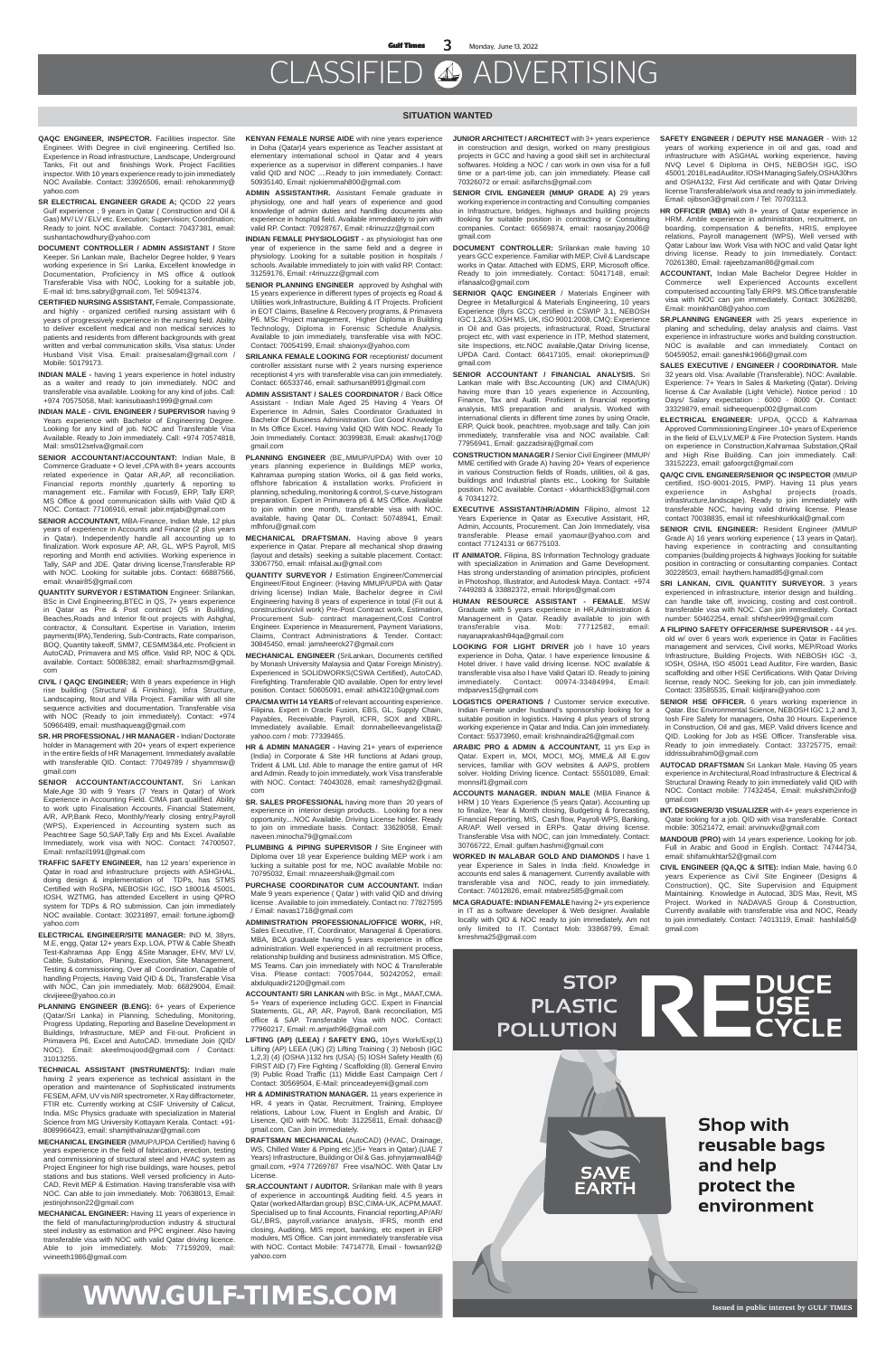# CLASSIFIED ADVERTISING

## SITUATION WANTED

**QAQC ENGINEER, INSPECTOR.** Facilities inspector. Site Engineer. With Degree in civil engineering. Certified Iso. Experience in Road infrastructure, Landscape, Underground Tanks, Fit out and finishings Work. Project Facilities inspector. With 10 years experience ready to join immediately NOC Available. Contact: 33926506, email: rehokanmmy@yahoo.com

**SR ELECTRICAL ENGINEER GRADE A;** QCDD 22 years Gulf experience ; 9 years in Qatar ( Construction and Oil & Gas) MV/ LV / ELV etc. Execution; Supervision; Coordination; Ready to joint. NOC available. Contact: 70437381, email: sushantachowdhury@yahoo.com

**DOCUMENT CONTROLLER / ADMIN ASSISTANT /** Store Keeper. Sri Lankan male, Bachelor Degree holder, 9 Years working experience in Sri Lanka, Excellent knowledge in Documentation, Proficiency in MS office & outlook Transferable Visa with NOC, Looking for a suitable job, E-mail id: bms.sabry@gmail.com, Tel: 50941374.

**CERTIFIED NURSING ASSISTANT,** Female, Compassionate, and highly - organized certified nursing assistant with 6 years of progressively experience in the nursing field. Ability to deliver excellent medical and non medical services to patients and residents from different backgrounds with great written and verbal communication skills, Visa status: Under Husband Visit Visa. Email: praisesalam@gmail.com / Mobile: 50179173.

**INDIAN MALE -** having 1 years experience in hotel industry as a waiter and ready to join immediately. NOC and transferable visa available. Looking for any kind of jobs. Call: +974 70575058, Mail: kanisubaash1999@gmail.com

**INDIAN MALE - CIVIL ENGINEER / SUPERVISOR** having 9 Years experience with Bachelor of Engineering Degree. Looking for any kind of job. NOC and Transferable Visa Available. Ready to Join immediately. Call: +974 70574818, Mail: sms012selva@gmail.com

**SENIOR ACCOUNTANT/ACCOUNTANT:** Indian Male, B Commerce Graduate + O level ,CPA with 8+ years accounts related experience in Qatar AR,AP, all reconciliation. Financial reports monthly ,quarterly & reporting to management etc.. Familiar with Focus9, ERP, Tally ERP, MS Office & good communication skills with Valid QID & NOC. Contact: 77106916, email: jabir.mtjabi@gmail.com

**SENIOR ACCOUNTANT,** MBA-Finance, Indian Male, 12 plus years of experience in Accounts and Finance (2 plus years in Qatar). Independently handle all accounting up to finalization. Work exposure AP, AR, GL, WPS Payroll, MIS reporting and Month end activities. Working experience in Tally, SAP and JDE. Qatar driving license,Transferable RP with NOC. Looking for suitable jobs. Contact: 66887566, email: vknair85@gmail.com

**QUANTITY SURVEYOR / ESTIMATION** Engineer: Srilankan, BSc in Civil Engineering,BTEC in QS, 7+ years experience in Qatar as Pre & Post contract QS with Ashghal, Beaches,Roads and Interior fit-out projects with Ashghal, contractor, & Consultant. Expertise in Variation, Interim payments(IPA),Tendering, Sub-Contracts, Rate comparison, BOQ, Quantity takeoff, SMM7, CESMM3&4,etc. Proficient in AutoCAD, Primavera and MS office. Valid RP, NOC & QDL available. Contact: 50086382, email: sharfrazmsm@gmail.com

**CIVIL / QAQC ENGINEER;** With 8 years experience in High rise building (Structural & Finishing), Infra Structure, Landscaping, fitout and Villa Project. Familiar with all site sequence activities and documentation. Transferable visa with NOC (Ready to join immediately). Contact: +974 50966489, email: musthaqueag@gmail.com

**SR. HR PROFESSIONAL / HR MANAGER -** Indian/ Doctorate holder in Management with 20+ years of expert experience in the entire fields of HR Management. Immediately available with transferable QID. Contact: 77049789 / shyammsw@gmail.com

**SENIOR ACCOUNTANT/ACCOUNTANT.** Sri Lankan Male,Age 30 with 9 Years (7 Years in Qatar) of Work Experience in Accounting Field. CIMA part qualified. Ability to work upto Finalisation Accounts, Financial Statement, A/R, A/P,Bank Reco, Monthly/Yearly closing entry,Payroll (WPS), Experienced in Accounting system such as Peachtree Sage 50,SAP,Tally Erp and Ms Excel. Available Immediately, work visa with NOC. Contact: 74700507, Email: nmfazil1991@gmail.com

**TRAFFIC SAFETY ENGINEER,** has 12 years' experience in Qatar in road and infrastructure projects with ASHGHAL, doing design & implementation of TDPs, has STMS Certified with RoSPA, NEBOSH IGC, ISO 18001& 45001, IOSH, WZTMG, has attended Excellent in using QPRO system for TDPs & RO submission. Can join immediately transferable NOC available. Contact: 30231897, email: fortune.igbom@yahoo.com

**ELECTRICAL ENGINEER/SITE MANAGER:** IND M, 38yrs, M.E, engg, Qatar 12+ years Exp, LOA, PTW & Cable Sheath Test-Kahramaa App Engg &Site Manager, EHV, MV/ LV, Cable, Substation, Planing, Execution, Site Management, Testing & commissioning, Over all Coordination, Capable of handling Projects, Having Vaid QID & DL, Transferable Visa with NOC, Can join immediately. Mob: 66829004, Email: ckvijieee@yahoo.co.in

**PLANNING ENGINEER (B.ENG):** 6+ years of Experience (Qatar/Sri Lanka) in Planning, Scheduling, Monitoring, Progress Updating, Reporting and Baseline Development in Buildings, Infrastructure, MEP and Fit-out. Proficient in Primavera P6, Excel and AutoCAD. Immediate Join (QID/ NOC). Email: akeelmoujood@gmail.com / Contact: 31013255.

**TECHNICAL ASSISTANT (INSTRUMENTS):** Indian male having 2 years experience as technical assistant in the operation and maintenance of Sophisticated instruments FESEM, AFM, UV vis NIR spectrometer, X Ray diffractometer, FTIR etc. Currently working at CSIF University of Calicut, India. MSc Physics graduate with specialization in Material Science from MG University Kottayam Kerala. Contact: +91-8089966423, email: shamjithalnazar@gmail.com

**MECHANICAL ENGINEER** (MMUP/UPDA Certified) having 6 years experience in the field of fabrication, erection, testing and commissioning of structural steel and HVAC system as Project Engineer for high rise buildings, ware houses, petrol stations and bus stations. Well versed in AutoCAD, Auto-CAD, Revit MEP & Estimation. Having transferable visa with NOC. Can able to join immediately. Mob: 70638013, Email: jestinjohnson22@gmail.com

**MECHANICAL ENGINEER:** Having 11 years of experience in the field of manufacturing/production industry & structural steel industry as estimation and PPC engineer. Also having transferable visa with NOC with valid Qatar driving licence. Able to join immediately. Mob: 77159209, mail: vvineeth1986@gmail.com

**KENYAN FEMALE NURSE AIDE** with nine years experience in Doha (Qatar)4 years experience as Teacher assistant at elementary international school in Qatar and 4 years experience as a supervisor in different companies..I have valid QID and NOC ....Ready to join immediately. Contact: 50935140, Email: njokiemmah800@gmail.com

**ADMIN ASSISTANT/HR.** Assistant Female graduate in physiology, one and half years of experience and good knowledge of admin duties and handling documents also experience in hospital field. Available immediately to join with valid RP. Contact: 70928767, Email: r4rinuzzz@gmail.com

**INDIAN FEMALE PHYSIOLOGIST -** as physiologist has one year of experience in the same field and a degree in physiology. Looking for a suitable position in hospitals / schools. Available immediately to join with valid RP. Contact: 31259176, Email: r4rinuzzz@gmail.com

**SENIOR PLANNING ENGINEER** approved by Ashghal with 15 years experience in different types of projects eg Road & Utilities work,Infrastructure, Building & IT Projects. Proficient in EOT Claims, Baseline & Recovery programs, & Primavera P6. MSc Project management, Higher Diploma in Building Technology, Diploma in Forensic Schedule Analysis. Available to join immediately, transferable visa with NOC. Contact: 70054199, Email: shaionyx@yahoo.com

**SRILANKA FEMALE LOOKING FOR** receptionist/ document controller assistant nurse with 2 years nursing experience receptionist 4 yrs with transferable visa can join immediately. Contact: 66533746, email: sathursan8991@gmail.com

**ADMIN ASSISTANT / SALES COORDINATOR /** Back Office Assistant - Indian Male Aged 25 Having 4 Years Of Experience In Admin, Sales Coordinator Graduated In Bachelor Of Business Administration. Got Good Knowledge In Ms Office Excel. Having Valid QID With NOC. Ready To Join Immediately. Contact: 30399838, Email: akashvj170@gmail.com

**PLANNING ENGINEER** (BE,,MMUP/UPDA) With over 10 years planning experience in Buildings MEP works, Kahramaa pumping station Works, oil & gas field works, offshore fabrication & installation works. Proficient in planning, scheduling, monitoring & control, S-curve, histogram preparation. Expert in Primavera p6 & MS Office. Available to join within one month, transferable visa with NOC. available, having Qatar DL. Contact: 50748941, Email: mfhforu@gmail.com

**MECHANICAL DRAFTSMAN.** Having above 9 years experience in Qatar. Prepare all mechanical shop drawing (layout and details) seeking a suitable placement. Contact: 33067750, email: mfaisal.au@gmail.com

**QUANTITY SURVEYOR /** Estimation Engineer/Commercial Engineer/Fitout Engineer: (Having MMUP/UPDA with Qatar driving license) Indian Male, Bachelor degree in Civil Engineering having 8 years of experience in total (Fit out & construction/civil work) Pre-Post Contract work, Estimation, Procurement Sub- contract management,Cost Control Engineer. Experience in Measurement, Payment Variations, Claims, Contract Administrations & Tender. Contact: 30845450, email: jamsheerck27@gmail.com

**MECHANICAL ENGINEER** (SriLankan, Documents certified by Monash University Malaysia and Qatar Foreign Ministry). Experienced in SOLIDWORKS(CSWA Certified), AutoCAD, Firefighting. Transferable QID available. Open for entry level position. Contact: 50605091, email: athi43210@gmail.com

**CPA/CMA WITH 14 YEARS** of relevant accounting experience. Filipina. Expert in Oracle Fusion, EBS, GL, Supply Chain, Payables, Receivable, Payroll, ICFR, SOX and XBRL. Immediately available. Email: donnabelleevangelista@yahoo.com / mob: 77339465.

**HR & ADMIN MANAGER -** Having 21+ years of experience (India) in Corporate & Site HR functions at Adani group, Trident & LML Ltd. Able to manage the entire gamut of HR and Admin. Ready to join immediately, work Visa transferable with NOC. Contact: 74043028, email: rameshyd2@gmail.com

**SR. SALES PROFESSIONAL** having more than 20 years of experience in interior design products.. Looking for a new opportunity....NOC Available. Driving License holder. Ready to join on immediate basis. Contact: 33628058, Email: naveen.minocha79@gmail.com

**PLUMBING & PIPING SUPERVISOR /** Site Engineer with Diploma over 18 year Experience building MEP work i am lucking a suitable post for me, NOC available Mobile no: 70795032, Email: mnazeershaik@gmail.com

**PURCHASE COORDINATOR CUM ACCOUNTANT.** Indian Male 9 years experience ( Qatar ) with valid QID and driving license . Available to join immediately. Contact no: 77827595 / Email: navas1718@gmail.com

**ADMINISTRATION PROFESSIONAL/OFFICE WORK,** HR, Sales Executive, IT, Coordinator, Managerial & Operations. MBA, BCA graduate having 5 years experience in office administration. Well experienced in all recruitment process, relationship building and business administration. MS Office, MS Teams. Can join immediately with NOC & Transferable Visa. Please contact: 70057044, 50242052, email: abdulqaudir2120@gmail.com

**ACCOUNTANT/ SRI LANKAN** with BSc. in Mgt., MAAT,CMA. 5+ Years of experience including GCC. Expert in Financial Statements, GL, AP, AR, Payroll, Bank reconciliation, MS office & SAP. Transferable Visa with NOC. Contact: 77960217, Email: m.amjath96@gmail.com

**LIFTING (AP) (LEEA) / SAFETY ENG,** 10yrs Work/Exp(1) Lifting (AP) LEEA (UK) (2) Lifting Training ( 3) Nebosh (IGC 1,2,3) (4) (OSHA )132 hrs (USA) (5) IOSH Safety Health (6) FIRST AID (7) Fire Fighting / Scaffolding (8). General Enviro (9) Public Road Traffic (11) Middle East Campaign Cert / Contact: 30569504, E-Mail: princeadeyemi@gmail.com

**HR & ADMINISTRATION MANAGER.** 11 years experience in HR, 4 years in Qatar, Recruitment, Training, Employee relations, Labour Low, Fluent in English and Arabic, D/ Lisence, QID with NOC. Mob: 31225811, Email: dohaac@gmail.com, Can Join immediately.

**DRAFTSMAN MECHANICAL** (AutoCAD) (HVAC, Drainage, WS, Chilled Water & Piping etc.)(5+ Years in Qatar).(UAE 7 Years) Infrastructure, Building or Oil & Gas. johnyjamwal84@gmail.com, +974 77269787 Free visa/NOC. With Qatar Ltv License.

**SR.ACCOUNTANT / AUDITOR.** Srilankan male with 8 years of experience in accounting& Auditing field. 4.5 years in Qatar (worked Alfardan group) BSC,CIMA-UK,ACPM,MAAT. Specialised up to final Accounts, Financial reporting,AP/AR/ GL/,BRS, payroll,variance analysis, IFRS, month end closing, Auditing, MIS report, banking, etc expert in ERP modules, MS Office. Can joint immediately transferable visa with NOC. Contact Mobile: 74714778, Email - fowsan92@yahoo.com

**JUNIOR ARCHITECT / ARCHITECT** with 3+ years experience in construction and design, worked on many prestigious projects in GCC and having a good skill set in architectural softwares. Holding a NOC / can work in own visa for a full time or a part-time job, can join immediately. Please call 70326072 or email: asifarchs@gmail.com

**SENIOR CIVIL ENGINEER (MMUP GRADE A)** 29 years working experience in contracting and Consulting companies in Infrastructure, bridges, highways and building projects looking for suitable position in contracting or Consulting companies. Contact: 66569874, email: raosanjay.2006@gmail.com

**DOCUMENT CONTROLLER:** Srilankan male having 10 years GCC experience. Familiar with MEP, Civil & Landscape works in Qatar. Attached with EDMS, ERP, Microsoft office. Ready to join immediately. Contact: 50417148, email: irfanaalco@gmail.com

**SERNIOR QAQC ENGINEER /** Materials Engineer with Degree in Metallurgical & Materials Engineering, 10 years Experience (8yrs GCC) certified in CSWIP 3.1, NEBOSH IGC 1,2&3, IOSH MS, UK, ISO 9001:2008, CMQ; Experience in Oil and Gas projects, infrastructural, Road, Structural project etc, with vast experience in ITP, Method statement, site Inspections, etc.NOC available,Qatar Driving license, UPDA Card. Contact: 66417105, email: okorieprimus@gmail.com

**SENIOR ACCOUNTANT / FINANCIAL ANALYSIS.** Sri Lankan male with Bsc.Accounting (UK) and CIMA(UK) having more than 10 years experience in Accounting, Finance, Tax and Audit. Proficient in financial reporting analysis, MIS preparation and analysis. Worked with international clients in different time zones by using Oracle, ERP, Quick book, peachtree, myob,sage and tally. Can join immediately, transferable visa with NOC. Contact: 77956941, Email: gazzadsiraj@gmail.com

**CONSTRUCTION MANAGER /** Senior Civil Engineer (MMUP/ MME certified with Grade A) having 20+ Years of experience in various Construction fields of Roads, Utilities, oil & gas, buildings and Industrial plants etc., Looking for Suitable position. NOC available. Contact - vkkarthick83@gmail.com & 70341272.

**EXECUTIVE ASSISTANT/HR/ADMIN** Filipino, almost 12 Years Experience in Qatar as Executive Assistant, HR, Admin, Accounts, Procurement. Can Join Immediately, visa transferable. Please email yaomaur@yahoo.com and contact 77124131 or 66775103.

**IT ANIMATOR.** Filipina, BS Information Technology graduate with specialization in Animation and Game Development. Has strong understanding of animation principles, proficient in Photoshop, Illustrator, and Autodesk Maya. Contact: +974 7449283 & 33882372, email: hforips@gmail.com

**HUMAN RESOURCE ASSISTANT - FEMALE.** MSW Graduate with 5 years experience in HR,Administration & Management in Qatar. Readily available to join with transferable visa. Mob: 77712582, email: nayanaprakash94qa@gmail.com

**LOOKING FOR LIGHT DRIVER** job I have 10 years experience in Doha, Qatar. I have experience limousine & Hotel driver. I have valid driving license. NOC available & transferable visa also I have Valid Qatari ID. Ready to joining immediately. Contact: 00974-33484994, Email: mdparves15@gmail.com

**LOGISTICS OPERATIONS /** Customer service executive. Indian Female under husband's sponsorship looking for a suitable position in logistics. Having 4 plus years of strong working experience in Qatar and India. Can join immediately. Contact: 55373960, email: krishnaindira26@gmail.com

**ARABIC PRO & ADMIN & ACCOUNTANT,** 11 yrs Exp in Qatar. Expert in, MOI, MOCI, MOj, MME,& All E.gov services, familiar with GOV websites & AAPS, problem solver. Holding Driving licence. Contact: 55501089, Email: monnsif1@gmail.com

**ACCOUNTS MANAGER. INDIAN MALE** (MBA Finance & HRM ) 10 Years Experience (5 years Qatar). Accounting up to finalize, Year & Month closing, Budgeting & forecasting, Financial Reporting, MIS, Cash flow, Payroll-WPS, Banking, AR/AP. Well versed in ERPs. Qatar driving license. Transferable Visa with NOC, can join Immediately. Contact: 30766722, Email: gullam.hashmi@gmail.com

**WORKED IN MALABAR GOLD AND DIAMONDS** I have 1 year Experience in Sales in India :field. Knowledge in accounts end sales & management. Currently available with transferable visa and NOC, ready to join immediately. Contact: 74012826, email: mtabrez585@gmail.com

**MCA GRADUATE: INDIAN FEMALE** having 2+ yrs experience in IT as a software developer & Web designer. Available locally with QID & NOC ready to join immediately. Am not only limited to IT. Contact Mob: 33868799, Email: krreshma25@gmail.com

**SAFETY ENGINEER / DEPUTY HSE MANAGER** - With 12 years of working experience in oil and gas, road and infrastructure with ASGHAL working experience, having NVQ Level 6 Diploma in OHS, NEBOSH IGC, ISO 45001:2018 LeadAuditor, IOSH Managing Safely, OSHA30hrs and OSHA132, First Aid certificate and with Qatar Driving license Transferable/work visa and ready to join immediately. Email: ojibson3@gmail.com / Tel: 70703113.

**HR OFFICER (MBA)** with 8+ years of Qatar experience in HRM. Amble experience in administration, recruitment, on boarding, compensation & benefits, HRIS, employee relations, Payroll management (WPS). Well versed with Qatar Labour law. Work Visa with NOC and valid Qatar light driving license. Ready to join Immediately. Contact: 70261380, Email: rajeebzaman86@gmail.com

**ACCOUNTANT,** Indian Male Bachelor Degree Holder in Commerce well Experienced Accounts excellent computerised accounting Tally ERP9. MS.Office transferable visa with NOC can join immediately. Contact: 30628280, Email: moinkhan08@yahoo.com

**SR.PLANNING ENGINEER** with 25 years experience in planing and scheduling, delay analysis and claims. Vast experience in infrastructure works and building construction. NOC is available and can immediately. Contact on 50459052, email: ganesh61966@gmail.com

**SALES EXECUTIVE / ENGINEER / COORDINATOR.** Male 32 years old. Visa: Available (Transferable). NOC: Available. Experience: 7+ Years In Sales & Marketing (Qatar). Driving license & Car Available (Light Vehicle). Notice period : 10 Days/ Salary expectation : 6000 - 8000 Qr. Contact: 33329879, email: sidheequenp002@gmail.com

**ELECTRICAL ENGINEER:** UPDA, QCCD & Kahramaa Approved Commissioning Engineer .18+ years of Experience in the field of ELV,LV,MEP & Fire Protection System. Hands on experience in Construction,Kahramaa Substation,QRail and High Rise Building. Can join immediately. Call: 33152223, email: gafoorgct@gmail.com

**QA/QC CIVIL ENGINEER/SENIOR QC INSPECTOR** (MMUP certified, ISO-9001-2015, PMP). Having 11 plus years experience in Ashghal projects (roads, infrastructure,landscape). Ready to join immediately with transferable NOC, having valid driving license. Please contact 70038835, email id: nifeeshkurikkal@gmail.com

**SENIOR CIVIL ENGINEER:** Resident Engineer (MMUP Grade A) 16 years working experience ( 13 years in Qatar), having experience in contracting and consulting companies (building projects & highways )looking for suitable position in contracting or consultanting companies. Contact 30228503, email: haythem.hamad85@gmail.com

**SRI LANKAN, CIVIL QUANTITY SURVEYOR.** 3 years experienced in infrastructure, interior design and building.. can handle take off, invoicing, costing and cost.controll.. transferable visa with NOC. Can join immediately. Contact number: 50462254, email: shifsheeri99@gmail.com

**A FILIPINO SAFETY OFFICER/HSE SUPERVISOR -** 44 yrs. old w/ over 6 years work experience in Qatar in Facilities management and services, Civil works, MEP/Road Works Infrastructure, Building Projects. With NEBOSH IGC -3, IOSH, OSHA, ISO 45001 Lead Auditor, Fire warden, Basic scaffolding and other HSE Certifications. With Qatar Driving license, ready NOC. Seeking for job, can join immediately. Contact: 33585535, Email: kidjirani@yahoo.com

**SENIOR HSE OFFICER.** 6 years working experience in Qatar. Bsc Environmental Science, NEBOSH IGC 1,2 and 3, Iosh Fire Safety for managers, Osha 30 Hours. Experience in Construction, Oil and gas, MEP. Valid drivers licence and QID. Looking for Job as HSE Officer. Transferable visa. Ready to join immediately. Contact: 33725775, email: iddrissuibrahim0@gmail.com

**AUTOCAD DRAFTSMAN** Sri Lankan Male. Having 05 years experience in Architectural,Road Infrastructure & Electrical & Structural Drawing Ready to join immediately valid QID with NOC. Contact mobile: 77432454, Email: mukshith2info@gmail.com

**INT. DESIGNER/3D VISUALIZER** with 4+ years experience in Qatar looking for a job. QID with visa transferable. Contact mobile: 30521472, email: arvinuvkv@gmail.com

**MANDOUB (PRO)** with 14 years experience. Looking for job. Full in Arabic and Good in English. Contact: 74744734, email: shifamukhtar52@gmail.com

**CIVIL ENGINEER (QA,QC & SITE):** Indian Male, having 6.0 years Experience as Civil Site Engineer (Designs & Construction), QC, Site Supervision and Equipment Maintaining. Knowledge in Autocad, 3DS Max, Revit, MS Project. Worked in NADAVAS Group & Construction, Currently available with transferable visa and NOC, Ready to join immediately. Contact: 74013119, Email: hashilali5@gmail.com

STOP PLASTIC POLLUTION

REDUCE REUSE RECYCLE

SAVE EARTH

Shop with reusable bags and help protect the environment

Issued in public interest by GULF TIMES

**WWW.GULF-TIMES.COM**